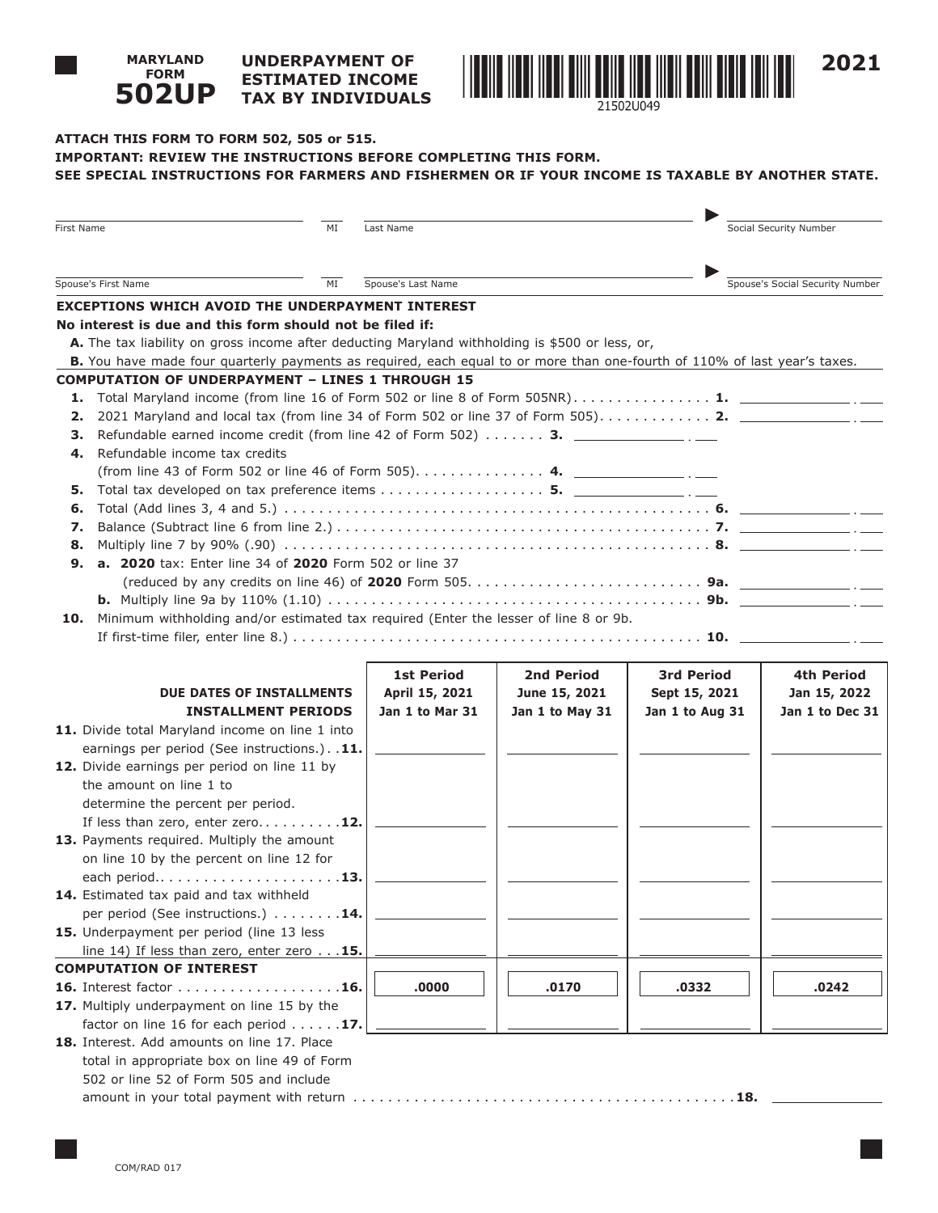# MARYLAND FORM 502UP

## UNDERPAYMENT OF ESTIMATED INCOME TAX BY INDIVIDUALS

21502U049

2021

**ATTACH THIS FORM TO FORM 502, 505 or 515.**

**IMPORTANT: REVIEW THE INSTRUCTIONS BEFORE COMPLETING THIS FORM.**

**SEE SPECIAL INSTRUCTIONS FOR FARMERS AND FISHERMEN OR IF YOUR INCOME IS TAXABLE BY ANOTHER STATE.**

First Name ______ MI ______ Last Name ______ Social Security Number ______

Spouse's First Name ______ MI ______ Spouse's Last Name ______ Spouse's Social Security Number ______

### EXCEPTIONS WHICH AVOID THE UNDERPAYMENT INTEREST

**No interest is due and this form should not be filed if:**

**A.** The tax liability on gross income after deducting Maryland withholding is $500 or less, or,

**B.** You have made four quarterly payments as required, each equal to or more than one-fourth of 110% of last year's taxes.

### COMPUTATION OF UNDERPAYMENT – LINES 1 THROUGH 15

**1.** Total Maryland income (from line 16 of Form 502 or line 8 of Form 505NR) . . . . . . . . . . . . . . . . **1.** ______

**2.** 2021 Maryland and local tax (from line 34 of Form 502 or line 37 of Form 505) . . . . . . . . . . . . . **2.** ______

**3.** Refundable earned income credit (from line 42 of Form 502) . . . . . . . **3.** ______

**4.** Refundable income tax credits (from line 43 of Form 502 or line 46 of Form 505) . . . . . . . . . . . . . . . **4.** ______

**5.** Total tax developed on tax preference items . . . . . . . . . . . . . . . . . . . **5.** ______

**6.** Total (Add lines 3, 4 and 5.) . . . . . . . . . . . . . . . . . . . . . . . . . . . . . . . . . . . . . . . . . . . . . . . . . **6.** ______

**7.** Balance (Subtract line 6 from line 2.) . . . . . . . . . . . . . . . . . . . . . . . . . . . . . . . . . . . . . . . . . . **7.** ______

**8.** Multiply line 7 by 90% (.90) . . . . . . . . . . . . . . . . . . . . . . . . . . . . . . . . . . . . . . . . . . . . . . . **8.** ______

**9. a. 2020** tax: Enter line 34 of **2020** Form 502 or line 37 (reduced by any credits on line 46) of **2020** Form 505. . . . . . . . . . . . . . . . . . . . . . . . . . . **9a.** ______

**b.** Multiply line 9a by 110% (1.10) . . . . . . . . . . . . . . . . . . . . . . . . . . . . . . . . . . . . . . . . . . **9b.** ______

**10.** Minimum withholding and/or estimated tax required (Enter the lesser of line 8 or 9b. If first-time filer, enter line 8.) . . . . . . . . . . . . . . . . . . . . . . . . . . . . . . . . . . . . . . . . . . . . . . . **10.** ______

| **DUE DATES OF INSTALLMENTS** / **INSTALLMENT PERIODS** | **1st Period** April 15, 2021 Jan 1 to Mar 31 | **2nd Period** June 15, 2021 Jan 1 to May 31 | **3rd Period** Sept 15, 2021 Jan 1 to Aug 31 | **4th Period** Jan 15, 2022 Jan 1 to Dec 31 |
|---|---|---|---|---|
| **11.** Divide total Maryland income on line 1 into earnings per period (See instructions.) . . **11.** | | | | |
| **12.** Divide earnings per period on line 11 by the amount on line 1 to determine the percent per period. If less than zero, enter zero. . . . . . . . . **12.** | | | | |
| **13.** Payments required. Multiply the amount on line 10 by the percent on line 12 for each period. . . . . . . . . . . . . . . . . . . . . **13.** | | | | |
| **14.** Estimated tax paid and tax withheld per period (See instructions.) . . . . . . . . **14.** | | | | |
| **15.** Underpayment per period (line 13 less line 14) If less than zero, enter zero . . . **15.** | | | | |
| **COMPUTATION OF INTEREST** | | | | |
| **16.** Interest factor . . . . . . . . . . . . . . . . . . . **16.** | .0000 | .0170 | .0332 | .0242 |
| **17.** Multiply underpayment on line 15 by the factor on line 16 for each period . . . . . . **17.** | | | | |

**18.** Interest. Add amounts on line 17. Place total in appropriate box on line 49 of Form 502 or line 52 of Form 505 and include amount in your total payment with return . . . . . . . . . . . . . . . . . . . . . . . . . . . . . . . . . . . . . . . . . . . . . **18.** ______

COM/RAD 017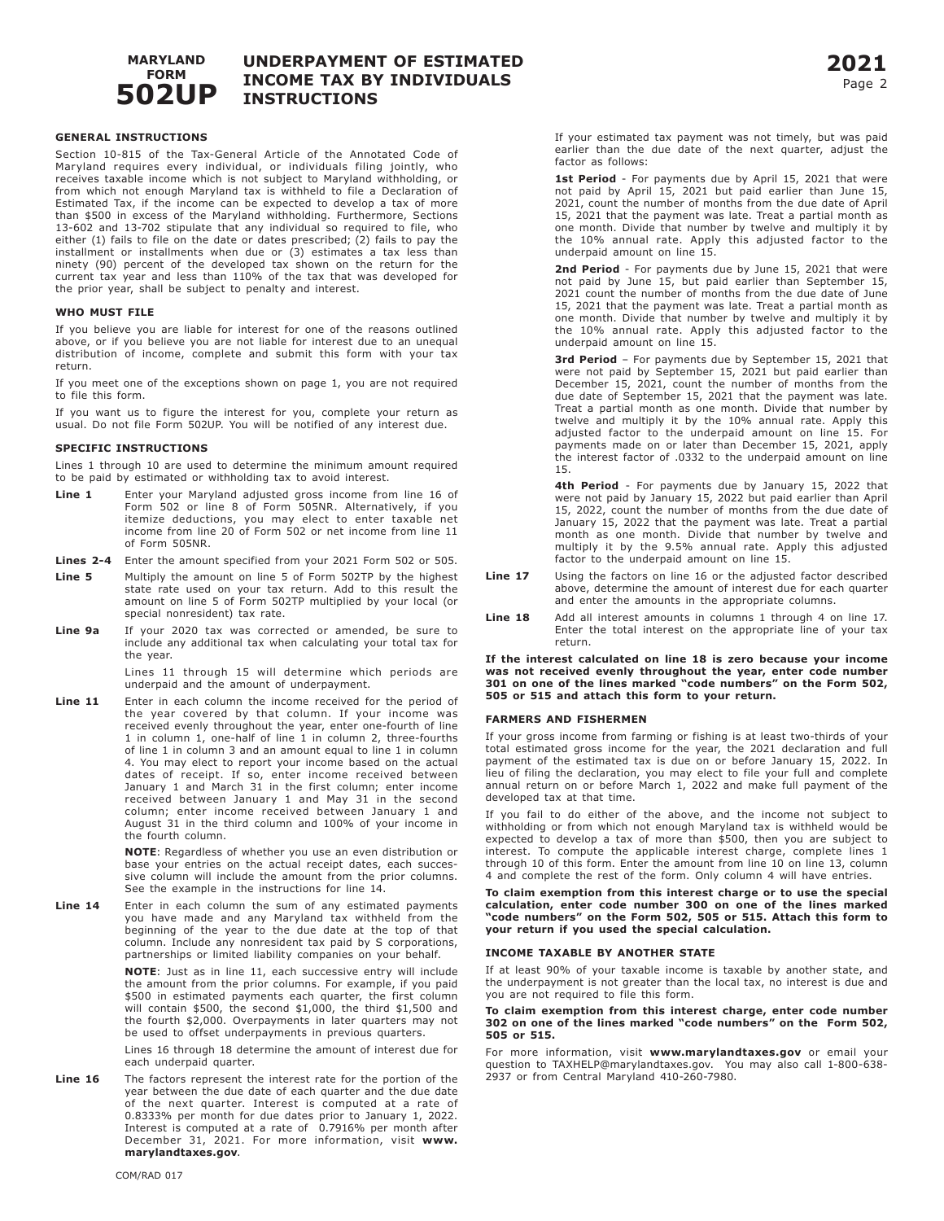# MARYLAND FORM 502UP

# UNDERPAYMENT OF ESTIMATED INCOME TAX BY INDIVIDUALS INSTRUCTIONS

**2021**

### GENERAL INSTRUCTIONS

Section 10-815 of the Tax-General Article of the Annotated Code of Maryland requires every individual, or individuals filing jointly, who receives taxable income which is not subject to Maryland withholding, or from which not enough Maryland tax is withheld to file a Declaration of Estimated Tax, if the income can be expected to develop a tax of more than $500 in excess of the Maryland withholding. Furthermore, Sections 13-602 and 13-702 stipulate that any individual so required to file, who either (1) fails to file on the date or dates prescribed; (2) fails to pay the installment or installments when due or (3) estimates a tax less than ninety (90) percent of the developed tax shown on the return for the current tax year and less than 110% of the tax that was developed for the prior year, shall be subject to penalty and interest.

### WHO MUST FILE

If you believe you are liable for interest for one of the reasons outlined above, or if you believe you are not liable for interest due to an unequal distribution of income, complete and submit this form with your tax return.

If you meet one of the exceptions shown on page 1, you are not required to file this form.

If you want us to figure the interest for you, complete your return as usual. Do not file Form 502UP. You will be notified of any interest due.

### SPECIFIC INSTRUCTIONS

Lines 1 through 10 are used to determine the minimum amount required to be paid by estimated or withholding tax to avoid interest.

**Line 1** Enter your Maryland adjusted gross income from line 16 of Form 502 or line 8 of Form 505NR. Alternatively, if you itemize deductions, you may elect to enter taxable net income from line 20 of Form 502 or net income from line 11 of Form 505NR.

**Lines 2-4** Enter the amount specified from your 2021 Form 502 or 505.

**Line 5** Multiply the amount on line 5 of Form 502TP by the highest state rate used on your tax return. Add to this result the amount on line 5 of Form 502TP multiplied by your local (or special nonresident) tax rate.

**Line 9a** If your 2020 tax was corrected or amended, be sure to include any additional tax when calculating your total tax for the year.

Lines 11 through 15 will determine which periods are underpaid and the amount of underpayment.

**Line 11** Enter in each column the income received for the period of the year covered by that column. If your income was received evenly throughout the year, enter one-fourth of line 1 in column 1, one-half of line 1 in column 2, three-fourths of line 1 in column 3 and an amount equal to line 1 in column 4. You may elect to report your income based on the actual dates of receipt. If so, enter income received between January 1 and March 31 in the first column; enter income received between January 1 and May 31 in the second column; enter income received between January 1 and August 31 in the third column and 100% of your income in the fourth column.

**NOTE**: Regardless of whether you use an even distribution or base your entries on the actual receipt dates, each successive column will include the amount from the prior columns. See the example in the instructions for line 14.

**Line 14** Enter in each column the sum of any estimated payments you have made and any Maryland tax withheld from the beginning of the year to the due date at the top of that column. Include any nonresident tax paid by S corporations, partnerships or limited liability companies on your behalf.

**NOTE**: Just as in line 11, each successive entry will include the amount from the prior columns. For example, if you paid $500 in estimated payments each quarter, the first column will contain $500, the second $1,000, the third $1,500 and the fourth $2,000. Overpayments in later quarters may not be used to offset underpayments in previous quarters.

Lines 16 through 18 determine the amount of interest due for each underpaid quarter.

**Line 16** The factors represent the interest rate for the portion of the year between the due date of each quarter and the due date of the next quarter. Interest is computed at a rate of 0.8333% per month for due dates prior to January 1, 2022. Interest is computed at a rate of 0.7916% per month after December 31, 2021. For more information, visit **www.marylandtaxes.gov**.

If your estimated tax payment was not timely, but was paid earlier than the due date of the next quarter, adjust the factor as follows:

**1st Period** - For payments due by April 15, 2021 that were not paid by April 15, 2021 but paid earlier than June 15, 2021, count the number of months from the due date of April 15, 2021 that the payment was late. Treat a partial month as one month. Divide that number by twelve and multiply it by the 10% annual rate. Apply this adjusted factor to the underpaid amount on line 15.

**2nd Period** - For payments due by June 15, 2021 that were not paid by June 15, but paid earlier than September 15, 2021 count the number of months from the due date of June 15, 2021 that the payment was late. Treat a partial month as one month. Divide that number by twelve and multiply it by the 10% annual rate. Apply this adjusted factor to the underpaid amount on line 15.

**3rd Period** – For payments due by September 15, 2021 that were not paid by September 15, 2021 but paid earlier than December 15, 2021, count the number of months from the due date of September 15, 2021 that the payment was late. Treat a partial month as one month. Divide that number by twelve and multiply it by the 10% annual rate. Apply this adjusted factor to the underpaid amount on line 15. For payments made on or later than December 15, 2021, apply the interest factor of .0332 to the underpaid amount on line 15.

**4th Period** - For payments due by January 15, 2022 that were not paid by January 15, 2022 but paid earlier than April 15, 2022, count the number of months from the due date of January 15, 2022 that the payment was late. Treat a partial month as one month. Divide that number by twelve and multiply it by the 9.5% annual rate. Apply this adjusted factor to the underpaid amount on line 15.

**Line 17** Using the factors on line 16 or the adjusted factor described above, determine the amount of interest due for each quarter and enter the amounts in the appropriate columns.

**Line 18** Add all interest amounts in columns 1 through 4 on line 17. Enter the total interest on the appropriate line of your tax return.

**If the interest calculated on line 18 is zero because your income was not received evenly throughout the year, enter code number 301 on one of the lines marked "code numbers" on the Form 502, 505 or 515 and attach this form to your return.**

### FARMERS AND FISHERMEN

If your gross income from farming or fishing is at least two-thirds of your total estimated gross income for the year, the 2021 declaration and full payment of the estimated tax is due on or before January 15, 2022. In lieu of filing the declaration, you may elect to file your full and complete annual return on or before March 1, 2022 and make full payment of the developed tax at that time.

If you fail to do either of the above, and the income not subject to withholding or from which not enough Maryland tax is withheld would be expected to develop a tax of more than $500, then you are subject to interest. To compute the applicable interest charge, complete lines 1 through 10 of this form. Enter the amount from line 10 on line 13, column 4 and complete the rest of the form. Only column 4 will have entries.

**To claim exemption from this interest charge or to use the special calculation, enter code number 300 on one of the lines marked "code numbers" on the Form 502, 505 or 515. Attach this form to your return if you used the special calculation.**

### INCOME TAXABLE BY ANOTHER STATE

If at least 90% of your taxable income is taxable by another state, and the underpayment is not greater than the local tax, no interest is due and you are not required to file this form.

**To claim exemption from this interest charge, enter code number 302 on one of the lines marked "code numbers" on the Form 502, 505 or 515.**

For more information, visit **www.marylandtaxes.gov** or email your question to TAXHELP@marylandtaxes.gov. You may also call 1-800-638-2937 or from Central Maryland 410-260-7980.

COM/RAD 017